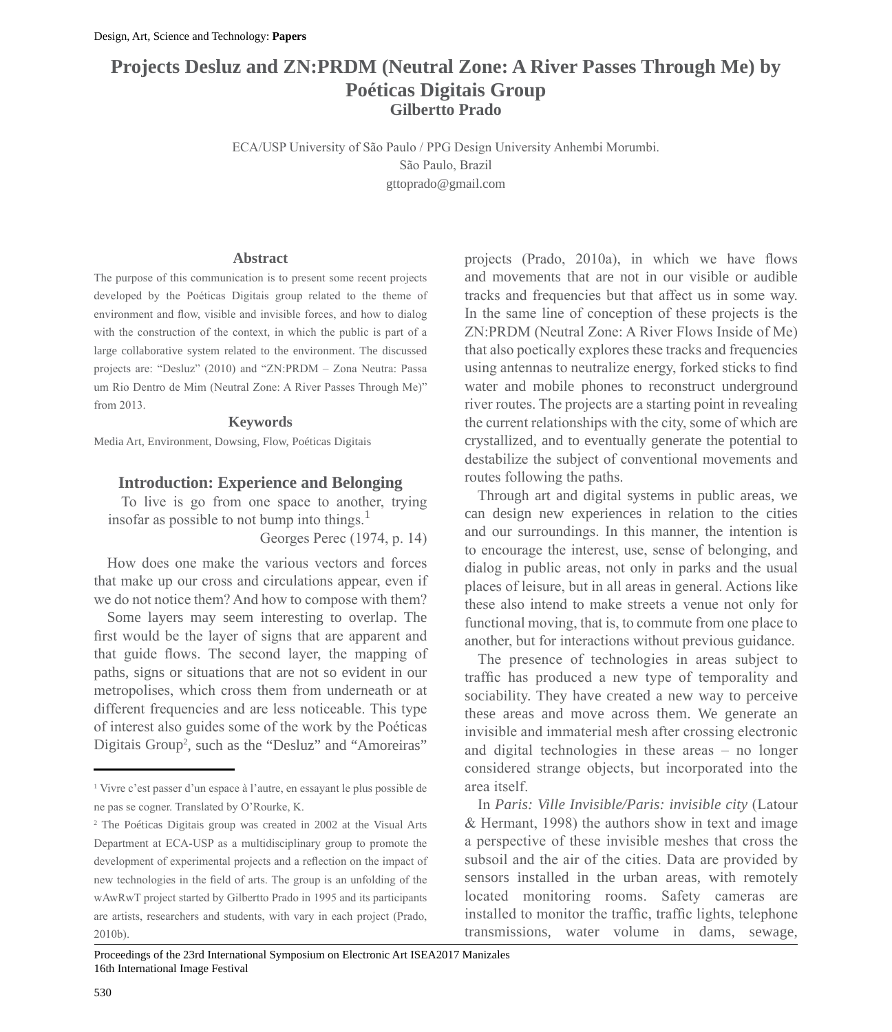# Projects Desluz and ZN:PRDM (Neutral Zone: A River Passes Through Me) by Poéticas Digitais Group

**Gilbertto Prado**

ECA/USP University of São Paulo / PPG Design University Anhembi Morumbi.
São Paulo, Brazil
gttoprado@gmail.com

## Abstract

The purpose of this communication is to present some recent projects developed by the Poéticas Digitais group related to the theme of environment and flow, visible and invisible forces, and how to dialog with the construction of the context, in which the public is part of a large collaborative system related to the environment. The discussed projects are: "Desluz" (2010) and "ZN:PRDM – Zona Neutra: Passa um Rio Dentro de Mim (Neutral Zone: A River Passes Through Me)" from 2013.

## Keywords

Media Art, Environment, Dowsing, Flow, Poéticas Digitais

## Introduction: Experience and Belonging

> To live is go from one space to another, trying insofar as possible to not bump into things.[1]
>
> Georges Perec (1974, p. 14)

How does one make the various vectors and forces that make up our cross and circulations appear, even if we do not notice them? And how to compose with them?

Some layers may seem interesting to overlap. The first would be the layer of signs that are apparent and that guide flows. The second layer, the mapping of paths, signs or situations that are not so evident in our metropolises, which cross them from underneath or at different frequencies and are less noticeable. This type of interest also guides some of the work by the Poéticas Digitais Group[2], such as the "Desluz" and "Amoreiras" projects (Prado, 2010a), in which we have flows and movements that are not in our visible or audible tracks and frequencies but that affect us in some way. In the same line of conception of these projects is the ZN:PRDM (Neutral Zone: A River Flows Inside of Me) that also poetically explores these tracks and frequencies using antennas to neutralize energy, forked sticks to find water and mobile phones to reconstruct underground river routes. The projects are a starting point in revealing the current relationships with the city, some of which are crystallized, and to eventually generate the potential to destabilize the subject of conventional movements and routes following the paths.

Through art and digital systems in public areas, we can design new experiences in relation to the cities and our surroundings. In this manner, the intention is to encourage the interest, use, sense of belonging, and dialog in public areas, not only in parks and the usual places of leisure, but in all areas in general. Actions like these also intend to make streets a venue not only for functional moving, that is, to commute from one place to another, but for interactions without previous guidance.

The presence of technologies in areas subject to traffic has produced a new type of temporality and sociability. They have created a new way to perceive these areas and move across them. We generate an invisible and immaterial mesh after crossing electronic and digital technologies in these areas – no longer considered strange objects, but incorporated into the area itself.

In *Paris: Ville Invisible/Paris: invisible city* (Latour & Hermant, 1998) the authors show in text and image a perspective of these invisible meshes that cross the subsoil and the air of the cities. Data are provided by sensors installed in the urban areas, with remotely located monitoring rooms. Safety cameras are installed to monitor the traffic, traffic lights, telephone transmissions, water volume in dams, sewage,

---

[1] Vivre c'est passer d'un espace à l'autre, en essayant le plus possible de ne pas se cogner. Translated by O'Rourke, K.

[2] The Poéticas Digitais group was created in 2002 at the Visual Arts Department at ECA-USP as a multidisciplinary group to promote the development of experimental projects and a reflection on the impact of new technologies in the field of arts. The group is an unfolding of the wAwRwT project started by Gilbertto Prado in 1995 and its participants are artists, researchers and students, with vary in each project (Prado, 2010b).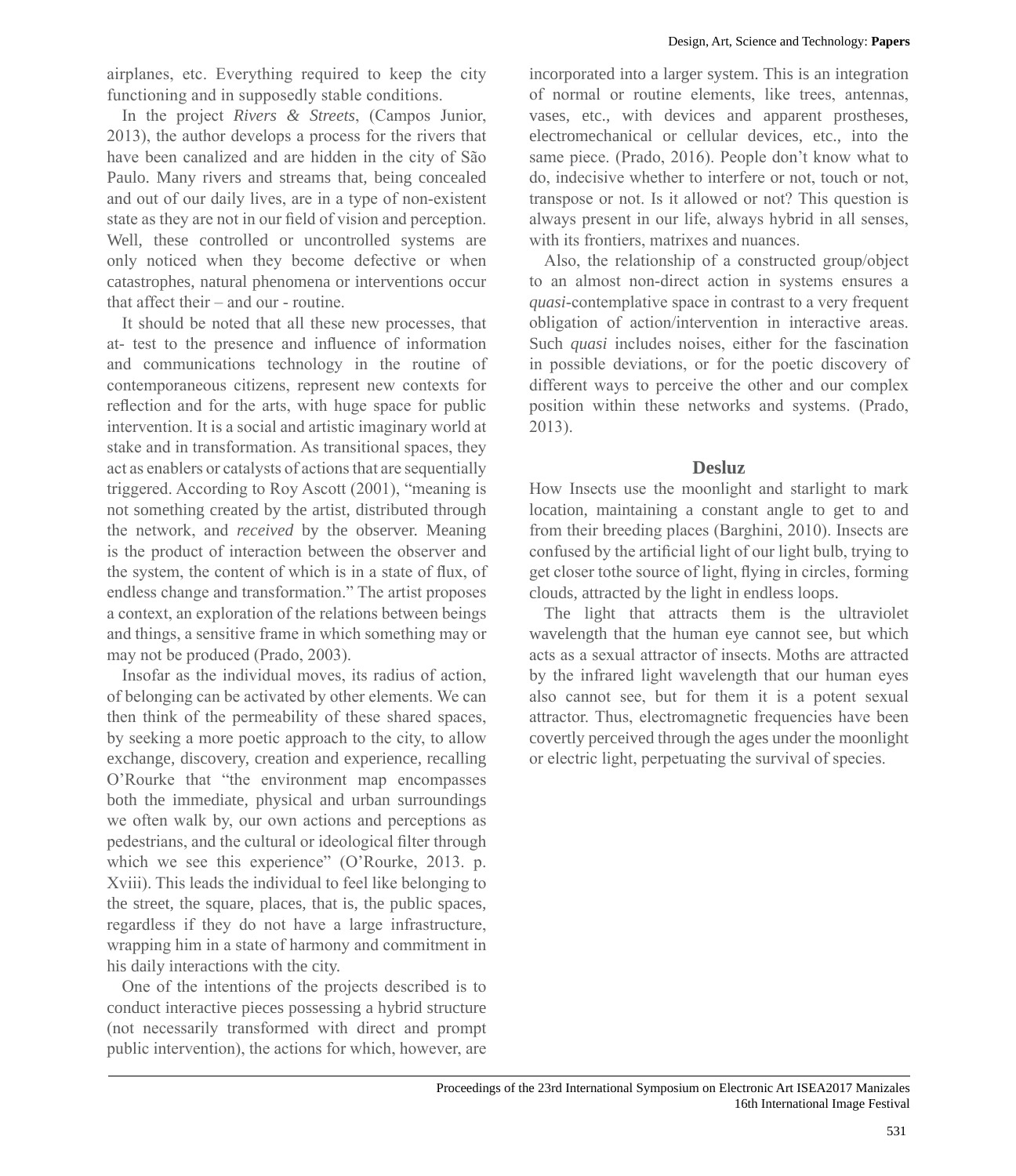airplanes, etc. Everything required to keep the city functioning and in supposedly stable conditions.

In the project *Rivers & Streets*, (Campos Junior, 2013), the author develops a process for the rivers that have been canalized and are hidden in the city of São Paulo. Many rivers and streams that, being concealed and out of our daily lives, are in a type of non-existent state as they are not in our field of vision and perception. Well, these controlled or uncontrolled systems are only noticed when they become defective or when catastrophes, natural phenomena or interventions occur that affect their – and our - routine.

It should be noted that all these new processes, that at- test to the presence and influence of information and communications technology in the routine of contemporaneous citizens, represent new contexts for reflection and for the arts, with huge space for public intervention. It is a social and artistic imaginary world at stake and in transformation. As transitional spaces, they act as enablers or catalysts of actions that are sequentially triggered. According to Roy Ascott (2001), "meaning is not something created by the artist, distributed through the network, and *received* by the observer. Meaning is the product of interaction between the observer and the system, the content of which is in a state of flux, of endless change and transformation." The artist proposes a context, an exploration of the relations between beings and things, a sensitive frame in which something may or may not be produced (Prado, 2003).

Insofar as the individual moves, its radius of action, of belonging can be activated by other elements. We can then think of the permeability of these shared spaces, by seeking a more poetic approach to the city, to allow exchange, discovery, creation and experience, recalling O'Rourke that "the environment map encompasses both the immediate, physical and urban surroundings we often walk by, our own actions and perceptions as pedestrians, and the cultural or ideological filter through which we see this experience" (O'Rourke, 2013. p. Xviii). This leads the individual to feel like belonging to the street, the square, places, that is, the public spaces, regardless if they do not have a large infrastructure, wrapping him in a state of harmony and commitment in his daily interactions with the city.

One of the intentions of the projects described is to conduct interactive pieces possessing a hybrid structure (not necessarily transformed with direct and prompt public intervention), the actions for which, however, are incorporated into a larger system. This is an integration of normal or routine elements, like trees, antennas, vases, etc., with devices and apparent prostheses, electromechanical or cellular devices, etc., into the same piece. (Prado, 2016). People don't know what to do, indecisive whether to interfere or not, touch or not, transpose or not. Is it allowed or not? This question is always present in our life, always hybrid in all senses, with its frontiers, matrixes and nuances.

Also, the relationship of a constructed group/object to an almost non-direct action in systems ensures a *quasi*-contemplative space in contrast to a very frequent obligation of action/intervention in interactive areas. Such *quasi* includes noises, either for the fascination in possible deviations, or for the poetic discovery of different ways to perceive the other and our complex position within these networks and systems. (Prado, 2013).

## Desluz

How Insects use the moonlight and starlight to mark location, maintaining a constant angle to get to and from their breeding places (Barghini, 2010). Insects are confused by the artificial light of our light bulb, trying to get closer tothe source of light, flying in circles, forming clouds, attracted by the light in endless loops.

The light that attracts them is the ultraviolet wavelength that the human eye cannot see, but which acts as a sexual attractor of insects. Moths are attracted by the infrared light wavelength that our human eyes also cannot see, but for them it is a potent sexual attractor. Thus, electromagnetic frequencies have been covertly perceived through the ages under the moonlight or electric light, perpetuating the survival of species.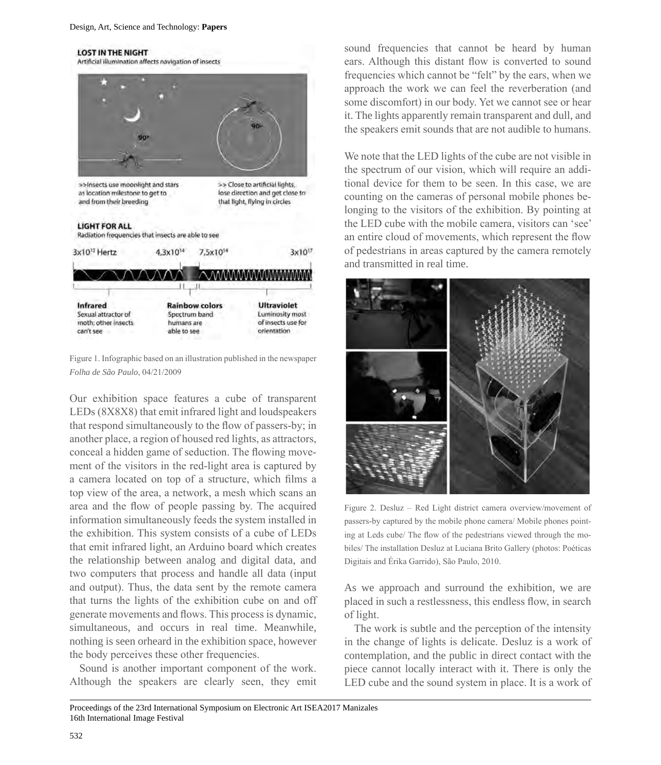Figure 1. Infographic based on an illustration published in the newspaper *Folha de São Paulo*, 04/21/2009

Our exhibition space features a cube of transparent LEDs (8X8X8) that emit infrared light and loudspeakers that respond simultaneously to the flow of passers-by; in another place, a region of housed red lights, as attractors, conceal a hidden game of seduction. The flowing movement of the visitors in the red-light area is captured by a camera located on top of a structure, which films a top view of the area, a network, a mesh which scans an area and the flow of people passing by. The acquired information simultaneously feeds the system installed in the exhibition. This system consists of a cube of LEDs that emit infrared light, an Arduino board which creates the relationship between analog and digital data, and two computers that process and handle all data (input and output). Thus, the data sent by the remote camera that turns the lights of the exhibition cube on and off generate movements and flows. This process is dynamic, simultaneous, and occurs in real time. Meanwhile, nothing is seen orheard in the exhibition space, however the body perceives these other frequencies.

Sound is another important component of the work. Although the speakers are clearly seen, they emit sound frequencies that cannot be heard by human ears. Although this distant flow is converted to sound frequencies which cannot be "felt" by the ears, when we approach the work we can feel the reverberation (and some discomfort) in our body. Yet we cannot see or hear it. The lights apparently remain transparent and dull, and the speakers emit sounds that are not audible to humans.

We note that the LED lights of the cube are not visible in the spectrum of our vision, which will require an additional device for them to be seen. In this case, we are counting on the cameras of personal mobile phones belonging to the visitors of the exhibition. By pointing at the LED cube with the mobile camera, visitors can 'see' an entire cloud of movements, which represent the flow of pedestrians in areas captured by the camera remotely and transmitted in real time.

Figure 2. Desluz – Red Light district camera overview/movement of passers-by captured by the mobile phone camera/ Mobile phones pointing at Leds cube/ The flow of the pedestrians viewed through the mobiles/ The installation Desluz at Luciana Brito Gallery (photos: Poéticas Digitais and Érika Garrido), São Paulo, 2010.

As we approach and surround the exhibition, we are placed in such a restlessness, this endless flow, in search of light.

The work is subtle and the perception of the intensity in the change of lights is delicate. Desluz is a work of contemplation, and the public in direct contact with the piece cannot locally interact with it. There is only the LED cube and the sound system in place. It is a work of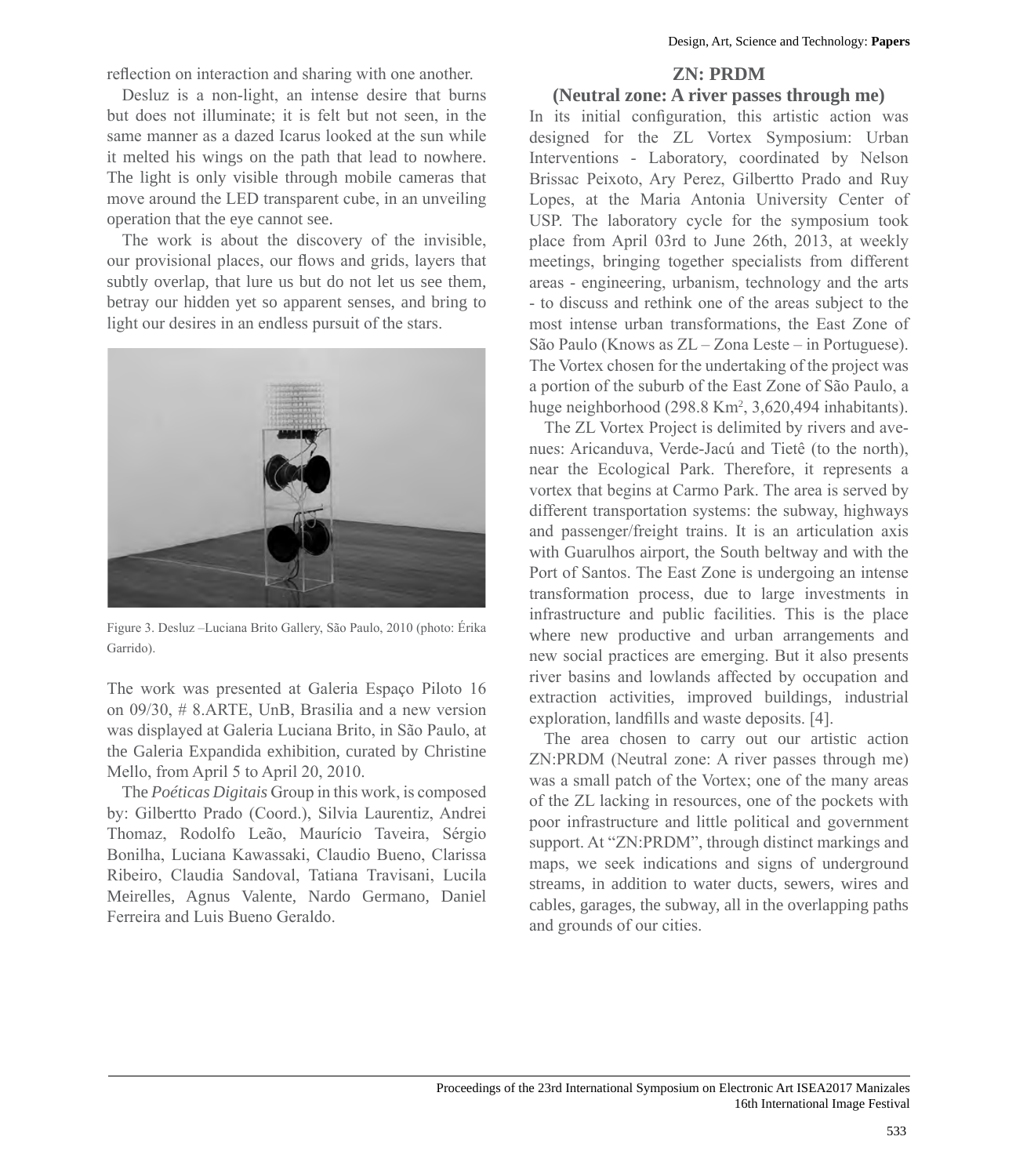reflection on interaction and sharing with one another.

Desluz is a non-light, an intense desire that burns but does not illuminate; it is felt but not seen, in the same manner as a dazed Icarus looked at the sun while it melted his wings on the path that lead to nowhere. The light is only visible through mobile cameras that move around the LED transparent cube, in an unveiling operation that the eye cannot see.

The work is about the discovery of the invisible, our provisional places, our flows and grids, layers that subtly overlap, that lure us but do not let us see them, betray our hidden yet so apparent senses, and bring to light our desires in an endless pursuit of the stars.

Figure 3. Desluz –Luciana Brito Gallery, São Paulo, 2010 (photo: Érika Garrido).

The work was presented at Galeria Espaço Piloto 16 on 09/30, # 8.ARTE, UnB, Brasilia and a new version was displayed at Galeria Luciana Brito, in São Paulo, at the Galeria Expandida exhibition, curated by Christine Mello, from April 5 to April 20, 2010.

The *Poéticas Digitais* Group in this work, is composed by: Gilbertto Prado (Coord.), Silvia Laurentiz, Andrei Thomaz, Rodolfo Leão, Maurício Taveira, Sérgio Bonilha, Luciana Kawassaki, Claudio Bueno, Clarissa Ribeiro, Claudia Sandoval, Tatiana Travisani, Lucila Meirelles, Agnus Valente, Nardo Germano, Daniel Ferreira and Luis Bueno Geraldo.

## ZN: PRDM
## (Neutral zone: A river passes through me)

In its initial configuration, this artistic action was designed for the ZL Vortex Symposium: Urban Interventions - Laboratory, coordinated by Nelson Brissac Peixoto, Ary Perez, Gilbertto Prado and Ruy Lopes, at the Maria Antonia University Center of USP. The laboratory cycle for the symposium took place from April 03rd to June 26th, 2013, at weekly meetings, bringing together specialists from different areas - engineering, urbanism, technology and the arts - to discuss and rethink one of the areas subject to the most intense urban transformations, the East Zone of São Paulo (Knows as ZL – Zona Leste – in Portuguese). The Vortex chosen for the undertaking of the project was a portion of the suburb of the East Zone of São Paulo, a huge neighborhood (298.8 Km², 3,620,494 inhabitants).

The ZL Vortex Project is delimited by rivers and avenues: Aricanduva, Verde-Jacú and Tietê (to the north), near the Ecological Park. Therefore, it represents a vortex that begins at Carmo Park. The area is served by different transportation systems: the subway, highways and passenger/freight trains. It is an articulation axis with Guarulhos airport, the South beltway and with the Port of Santos. The East Zone is undergoing an intense transformation process, due to large investments in infrastructure and public facilities. This is the place where new productive and urban arrangements and new social practices are emerging. But it also presents river basins and lowlands affected by occupation and extraction activities, improved buildings, industrial exploration, landfills and waste deposits. [4].

The area chosen to carry out our artistic action ZN:PRDM (Neutral zone: A river passes through me) was a small patch of the Vortex; one of the many areas of the ZL lacking in resources, one of the pockets with poor infrastructure and little political and government support. At "ZN:PRDM", through distinct markings and maps, we seek indications and signs of underground streams, in addition to water ducts, sewers, wires and cables, garages, the subway, all in the overlapping paths and grounds of our cities.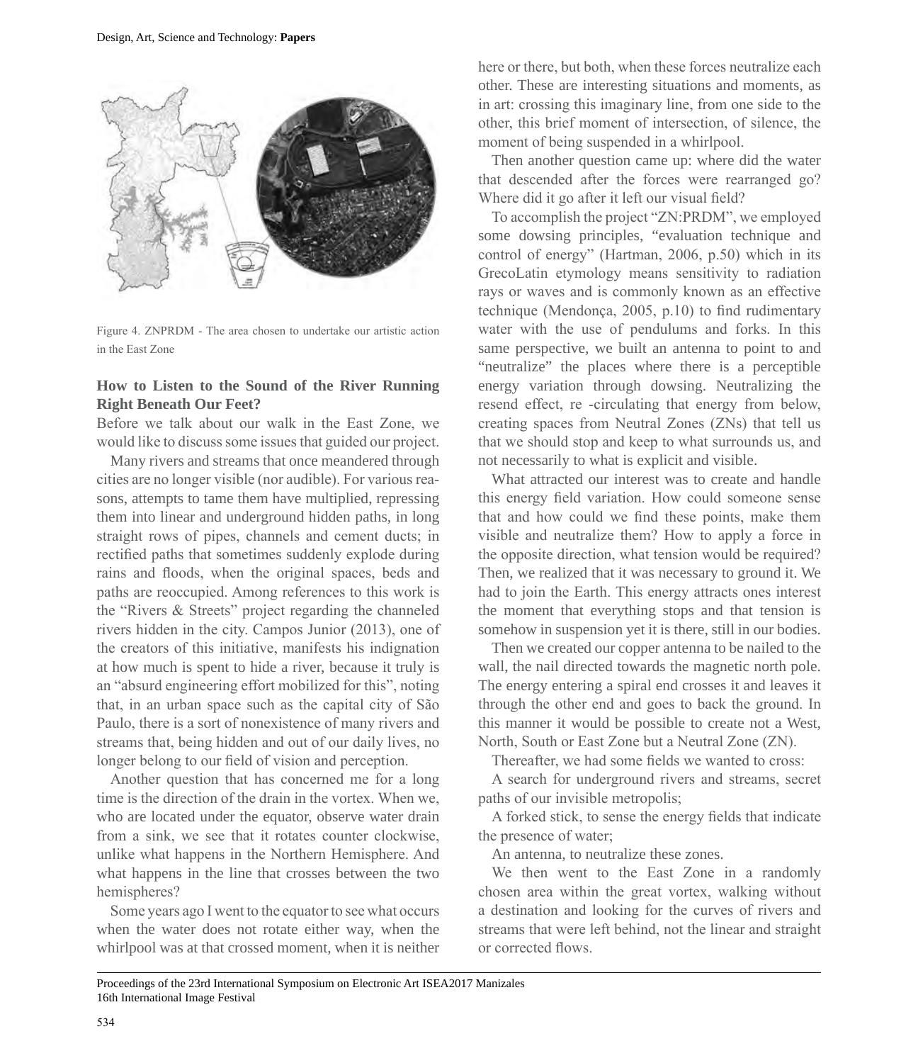Figure 4. ZNPRDM - The area chosen to undertake our artistic action in the East Zone

### How to Listen to the Sound of the River Running Right Beneath Our Feet?

Before we talk about our walk in the East Zone, we would like to discuss some issues that guided our project.

Many rivers and streams that once meandered through cities are no longer visible (nor audible). For various reasons, attempts to tame them have multiplied, repressing them into linear and underground hidden paths, in long straight rows of pipes, channels and cement ducts; in rectified paths that sometimes suddenly explode during rains and floods, when the original spaces, beds and paths are reoccupied. Among references to this work is the "Rivers & Streets" project regarding the channeled rivers hidden in the city. Campos Junior (2013), one of the creators of this initiative, manifests his indignation at how much is spent to hide a river, because it truly is an "absurd engineering effort mobilized for this", noting that, in an urban space such as the capital city of São Paulo, there is a sort of nonexistence of many rivers and streams that, being hidden and out of our daily lives, no longer belong to our field of vision and perception.

Another question that has concerned me for a long time is the direction of the drain in the vortex. When we, who are located under the equator, observe water drain from a sink, we see that it rotates counter clockwise, unlike what happens in the Northern Hemisphere. And what happens in the line that crosses between the two hemispheres?

Some years ago I went to the equator to see what occurs when the water does not rotate either way, when the whirlpool was at that crossed moment, when it is neither here or there, but both, when these forces neutralize each other. These are interesting situations and moments, as in art: crossing this imaginary line, from one side to the other, this brief moment of intersection, of silence, the moment of being suspended in a whirlpool.

Then another question came up: where did the water that descended after the forces were rearranged go? Where did it go after it left our visual field?

To accomplish the project "ZN:PRDM", we employed some dowsing principles, "evaluation technique and control of energy" (Hartman, 2006, p.50) which in its GrecoLatin etymology means sensitivity to radiation rays or waves and is commonly known as an effective technique (Mendonça, 2005, p.10) to find rudimentary water with the use of pendulums and forks. In this same perspective, we built an antenna to point to and "neutralize" the places where there is a perceptible energy variation through dowsing. Neutralizing the resend effect, re -circulating that energy from below, creating spaces from Neutral Zones (ZNs) that tell us that we should stop and keep to what surrounds us, and not necessarily to what is explicit and visible.

What attracted our interest was to create and handle this energy field variation. How could someone sense that and how could we find these points, make them visible and neutralize them? How to apply a force in the opposite direction, what tension would be required? Then, we realized that it was necessary to ground it. We had to join the Earth. This energy attracts ones interest the moment that everything stops and that tension is somehow in suspension yet it is there, still in our bodies.

Then we created our copper antenna to be nailed to the wall, the nail directed towards the magnetic north pole. The energy entering a spiral end crosses it and leaves it through the other end and goes to back the ground. In this manner it would be possible to create not a West, North, South or East Zone but a Neutral Zone (ZN).

Thereafter, we had some fields we wanted to cross:

A search for underground rivers and streams, secret paths of our invisible metropolis;

A forked stick, to sense the energy fields that indicate the presence of water;

An antenna, to neutralize these zones.

We then went to the East Zone in a randomly chosen area within the great vortex, walking without a destination and looking for the curves of rivers and streams that were left behind, not the linear and straight or corrected flows.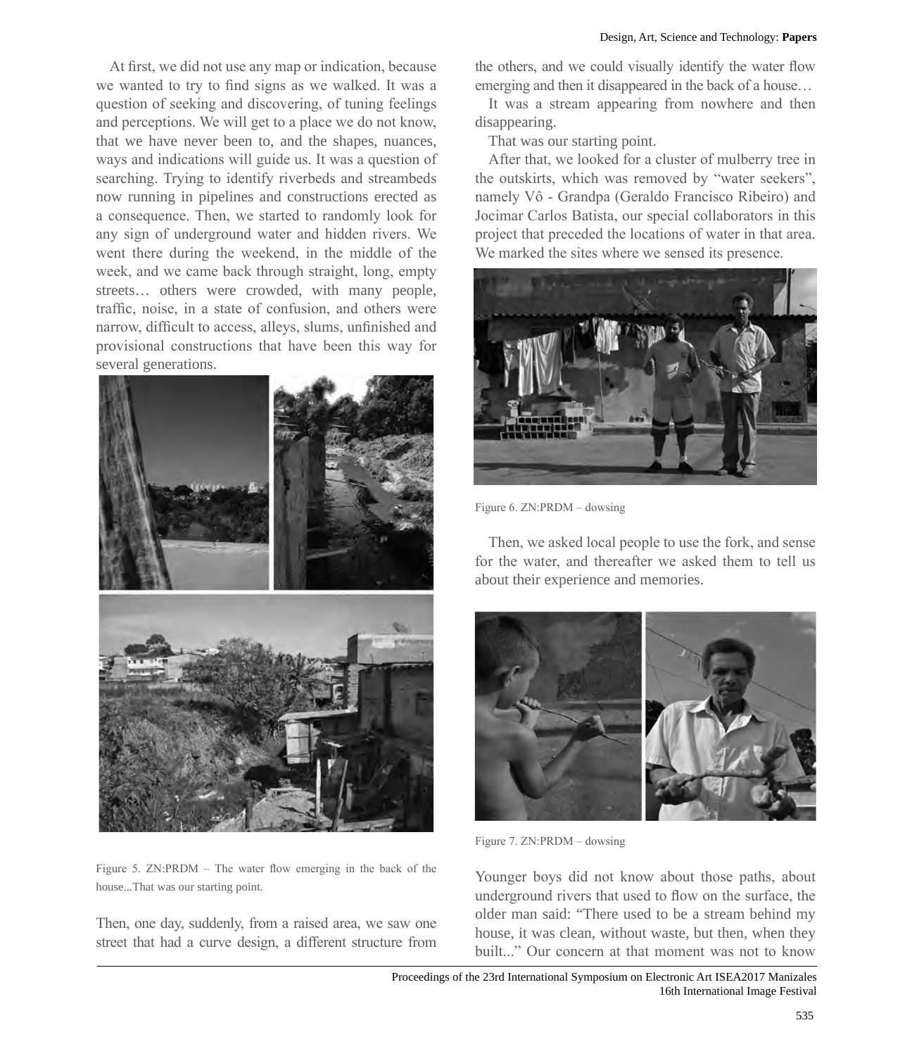At first, we did not use any map or indication, because we wanted to try to find signs as we walked. It was a question of seeking and discovering, of tuning feelings and perceptions. We will get to a place we do not know, that we have never been to, and the shapes, nuances, ways and indications will guide us. It was a question of searching. Trying to identify riverbeds and streambeds now running in pipelines and constructions erected as a consequence. Then, we started to randomly look for any sign of underground water and hidden rivers. We went there during the weekend, in the middle of the week, and we came back through straight, long, empty streets… others were crowded, with many people, traffic, noise, in a state of confusion, and others were narrow, difficult to access, alleys, slums, unfinished and provisional constructions that have been this way for several generations.

Figure 5. ZN:PRDM – The water flow emerging in the back of the house...That was our starting point.

Then, one day, suddenly, from a raised area, we saw one street that had a curve design, a different structure from the others, and we could visually identify the water flow emerging and then it disappeared in the back of a house…

It was a stream appearing from nowhere and then disappearing.

That was our starting point.

After that, we looked for a cluster of mulberry tree in the outskirts, which was removed by "water seekers", namely Vô - Grandpa (Geraldo Francisco Ribeiro) and Jocimar Carlos Batista, our special collaborators in this project that preceded the locations of water in that area. We marked the sites where we sensed its presence.

Figure 6. ZN:PRDM – dowsing

Then, we asked local people to use the fork, and sense for the water, and thereafter we asked them to tell us about their experience and memories.

Figure 7. ZN:PRDM – dowsing

Younger boys did not know about those paths, about underground rivers that used to flow on the surface, the older man said: "There used to be a stream behind my house, it was clean, without waste, but then, when they built..." Our concern at that moment was not to know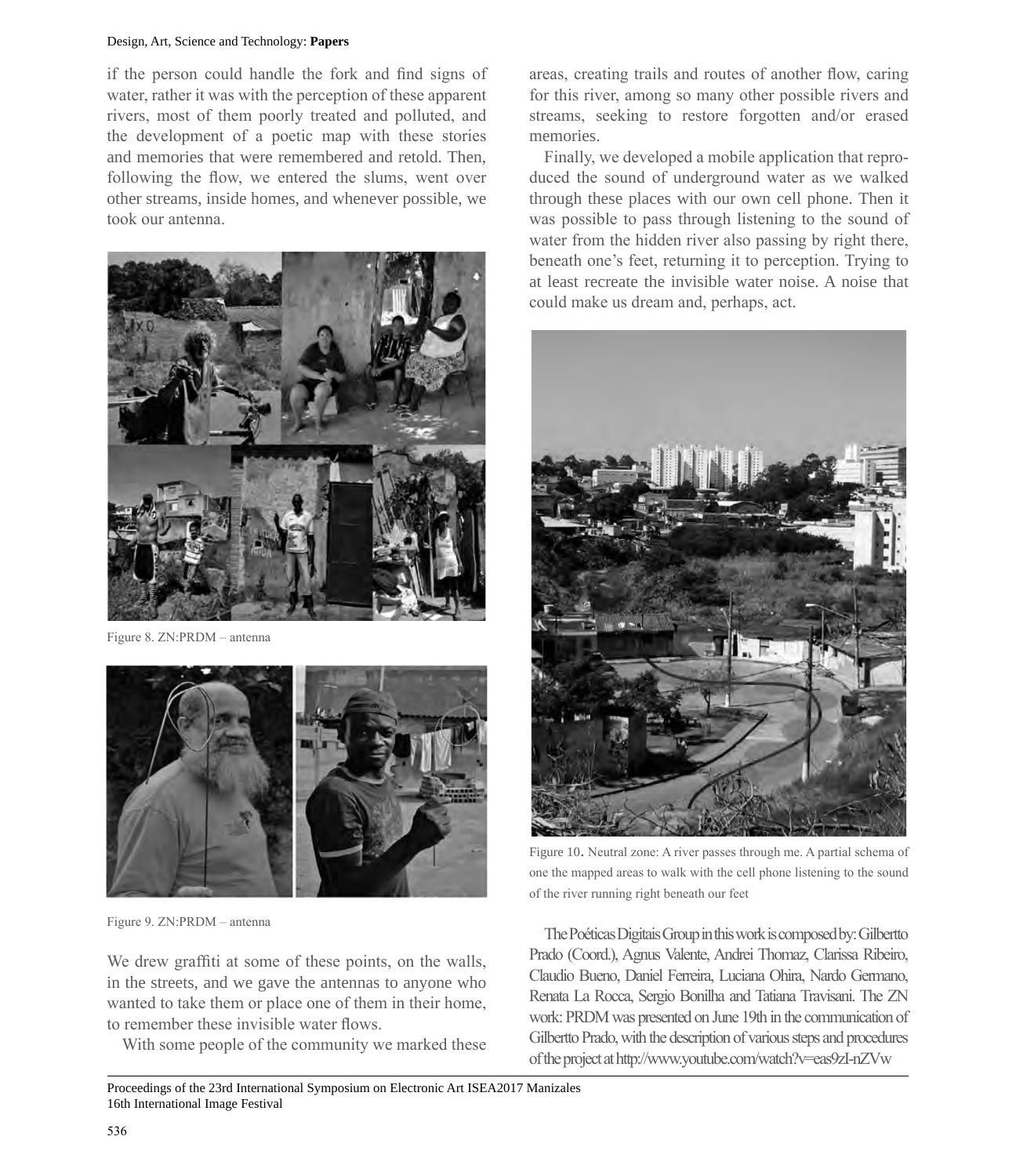if the person could handle the fork and find signs of water, rather it was with the perception of these apparent rivers, most of them poorly treated and polluted, and the development of a poetic map with these stories and memories that were remembered and retold. Then, following the flow, we entered the slums, went over other streams, inside homes, and whenever possible, we took our antenna.

Figure 8. ZN:PRDM – antenna

Figure 9. ZN:PRDM – antenna

We drew graffiti at some of these points, on the walls, in the streets, and we gave the antennas to anyone who wanted to take them or place one of them in their home, to remember these invisible water flows.

With some people of the community we marked these areas, creating trails and routes of another flow, caring for this river, among so many other possible rivers and streams, seeking to restore forgotten and/or erased memories.

Finally, we developed a mobile application that reproduced the sound of underground water as we walked through these places with our own cell phone. Then it was possible to pass through listening to the sound of water from the hidden river also passing by right there, beneath one's feet, returning it to perception. Trying to at least recreate the invisible water noise. A noise that could make us dream and, perhaps, act.

Figure 10. Neutral zone: A river passes through me. A partial schema of one the mapped areas to walk with the cell phone listening to the sound of the river running right beneath our feet

The Poéticas Digitais Group in this work is composed by: Gilbertto Prado (Coord.), Agnus Valente, Andrei Thomaz, Clarissa Ribeiro, Claudio Bueno, Daniel Ferreira, Luciana Ohira, Nardo Germano, Renata La Rocca, Sergio Bonilha and Tatiana Travisani. The ZN work: PRDM was presented on June 19th in the communication of Gilbertto Prado, with the description of various steps and procedures of the project at http://www.youtube.com/watch?v=eas9zI-nZVw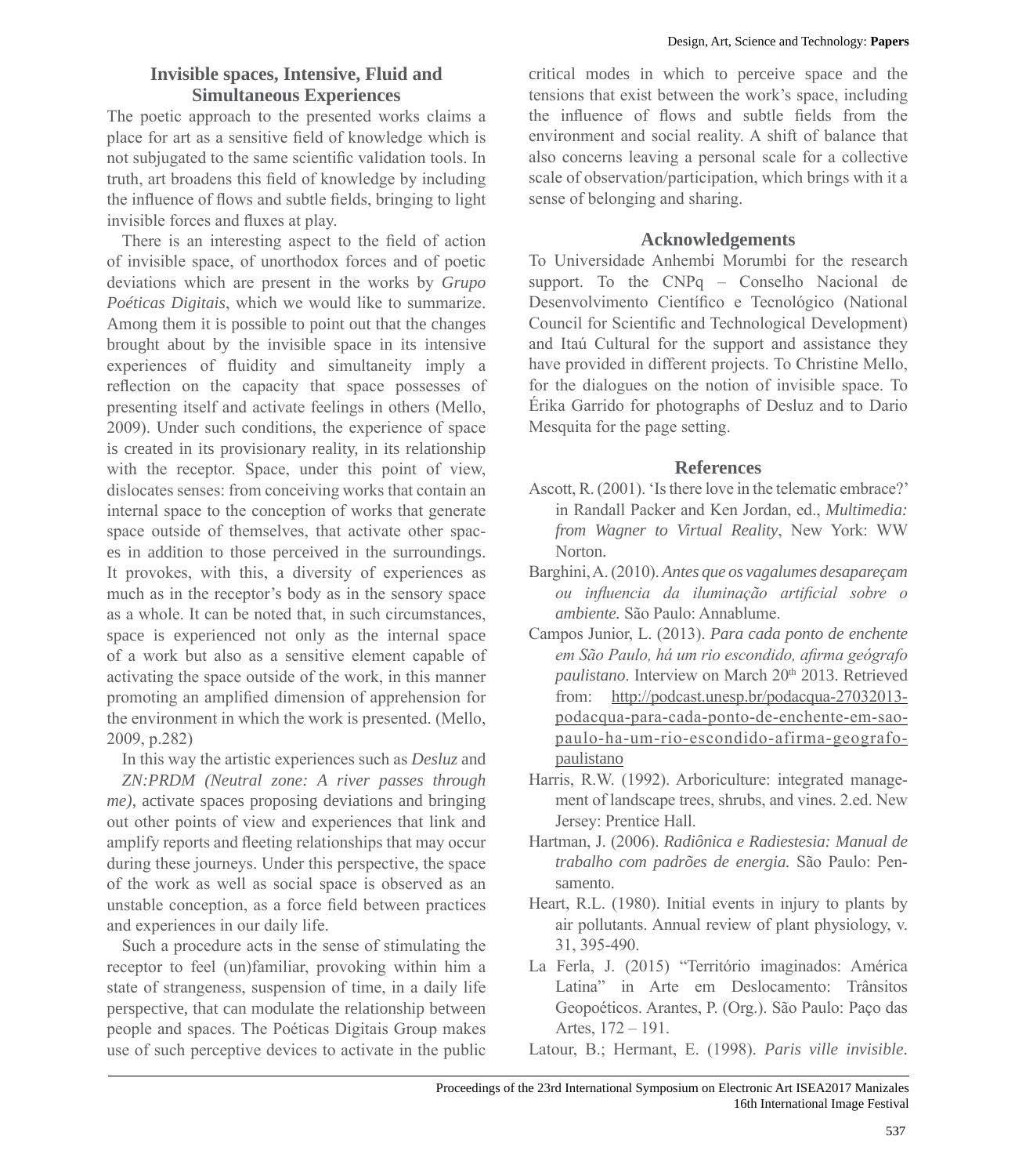## Invisible spaces, Intensive, Fluid and Simultaneous Experiences

The poetic approach to the presented works claims a place for art as a sensitive field of knowledge which is not subjugated to the same scientific validation tools. In truth, art broadens this field of knowledge by including the influence of flows and subtle fields, bringing to light invisible forces and fluxes at play.

There is an interesting aspect to the field of action of invisible space, of unorthodox forces and of poetic deviations which are present in the works by *Grupo Poéticas Digitais*, which we would like to summarize. Among them it is possible to point out that the changes brought about by the invisible space in its intensive experiences of fluidity and simultaneity imply a reflection on the capacity that space possesses of presenting itself and activate feelings in others (Mello, 2009). Under such conditions, the experience of space is created in its provisionary reality, in its relationship with the receptor. Space, under this point of view, dislocates senses: from conceiving works that contain an internal space to the conception of works that generate space outside of themselves, that activate other spaces in addition to those perceived in the surroundings. It provokes, with this, a diversity of experiences as much as in the receptor's body as in the sensory space as a whole. It can be noted that, in such circumstances, space is experienced not only as the internal space of a work but also as a sensitive element capable of activating the space outside of the work, in this manner promoting an amplified dimension of apprehension for the environment in which the work is presented. (Mello, 2009, p.282)

In this way the artistic experiences such as *Desluz* and *ZN:PRDM (Neutral zone: A river passes through me)*, activate spaces proposing deviations and bringing out other points of view and experiences that link and amplify reports and fleeting relationships that may occur during these journeys. Under this perspective, the space of the work as well as social space is observed as an unstable conception, as a force field between practices and experiences in our daily life.

Such a procedure acts in the sense of stimulating the receptor to feel (un)familiar, provoking within him a state of strangeness, suspension of time, in a daily life perspective, that can modulate the relationship between people and spaces. The Poéticas Digitais Group makes use of such perceptive devices to activate in the public critical modes in which to perceive space and the tensions that exist between the work's space, including the influence of flows and subtle fields from the environment and social reality. A shift of balance that also concerns leaving a personal scale for a collective scale of observation/participation, which brings with it a sense of belonging and sharing.

## Acknowledgements

To Universidade Anhembi Morumbi for the research support. To the CNPq – Conselho Nacional de Desenvolvimento Científico e Tecnológico (National Council for Scientific and Technological Development) and Itaú Cultural for the support and assistance they have provided in different projects. To Christine Mello, for the dialogues on the notion of invisible space. To Érika Garrido for photographs of Desluz and to Dario Mesquita for the page setting.

## References

Ascott, R. (2001). 'Is there love in the telematic embrace?' in Randall Packer and Ken Jordan, ed., *Multimedia: from Wagner to Virtual Reality*, New York: WW Norton.

Barghini, A. (2010). *Antes que os vagalumes desapareçam ou influencia da iluminação artificial sobre o ambiente.* São Paulo: Annablume.

Campos Junior, L. (2013). *Para cada ponto de enchente em São Paulo, há um rio escondido, afirma geógrafo paulistano*. Interview on March 20th 2013. Retrieved from: http://podcast.unesp.br/podacqua-27032013-podacqua-para-cada-ponto-de-enchente-em-sao-paulo-ha-um-rio-escondido-afirma-geografo-paulistano

Harris, R.W. (1992). Arboriculture: integrated management of landscape trees, shrubs, and vines. 2.ed. New Jersey: Prentice Hall.

Hartman, J. (2006). *Radiônica e Radiestesia: Manual de trabalho com padrões de energia.* São Paulo: Pensamento.

Heart, R.L. (1980). Initial events in injury to plants by air pollutants. Annual review of plant physiology, v. 31, 395-490.

La Ferla, J. (2015) "Território imaginados: América Latina" in Arte em Deslocamento: Trânsitos Geopoéticos. Arantes, P. (Org.). São Paulo: Paço das Artes, 172 – 191.

Latour, B.; Hermant, E. (1998). *Paris ville invisible*.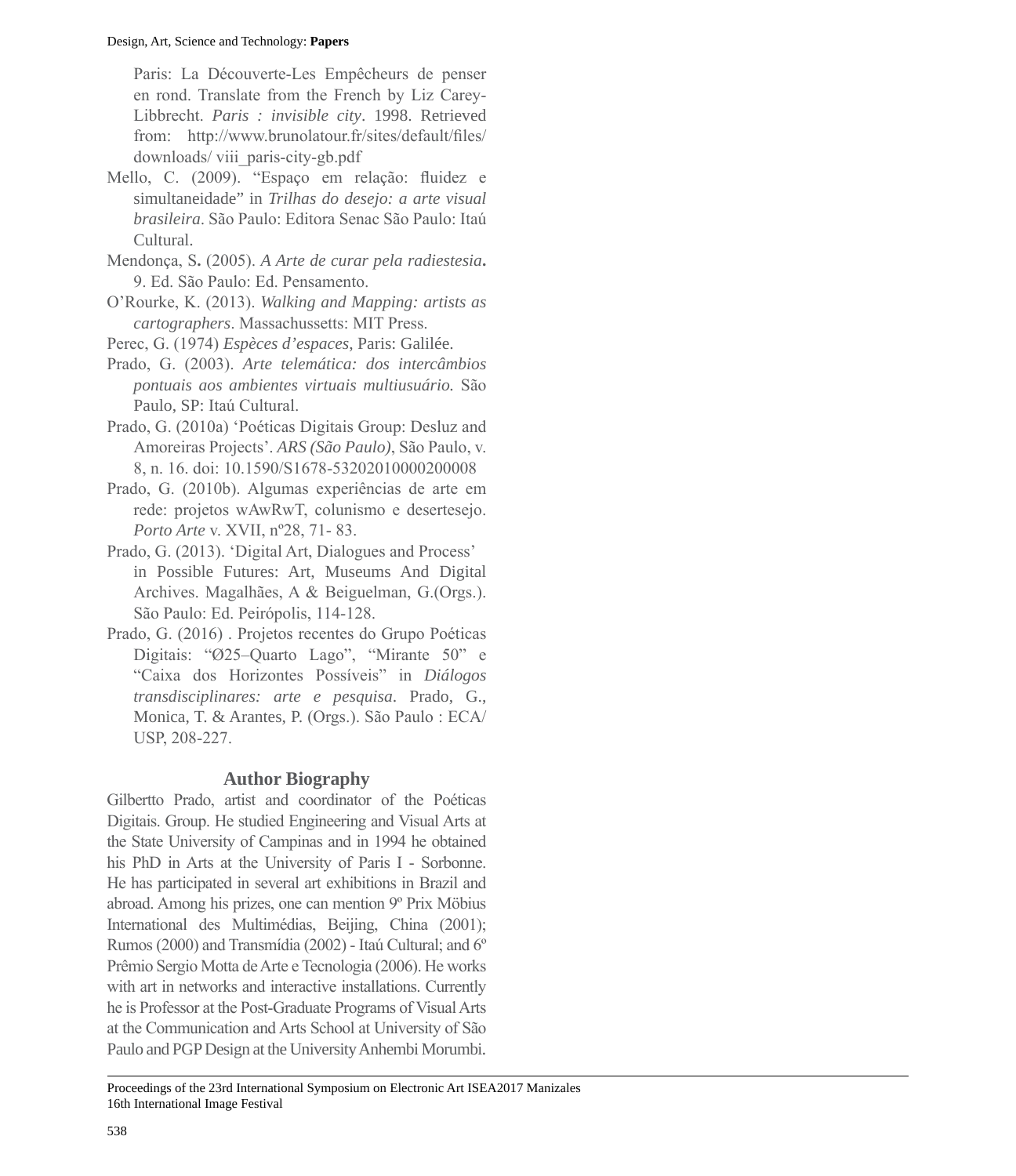Paris: La Découverte-Les Empêcheurs de penser en rond. Translate from the French by Liz Carey-Libbrecht. *Paris : invisible city*. 1998. Retrieved from: http://www.brunolatour.fr/sites/default/files/downloads/ viii_paris-city-gb.pdf

Mello, C. (2009). "Espaço em relação: fluidez e simultaneidade" in *Trilhas do desejo: a arte visual brasileira*. São Paulo: Editora Senac São Paulo: Itaú Cultural.

Mendonça, S**.** (2005). *A Arte de curar pela radiestesia***.** 9. Ed. São Paulo: Ed. Pensamento.

O'Rourke, K. (2013). *Walking and Mapping: artists as cartographers*. Massachussetts: MIT Press.

Perec, G. (1974) *Espèces d'espaces*, Paris: Galilée.

Prado, G. (2003). *Arte telemática: dos intercâmbios pontuais aos ambientes virtuais multiusuário.* São Paulo, SP: Itaú Cultural.

Prado, G. (2010a) 'Poéticas Digitais Group: Desluz and Amoreiras Projects'. *ARS (São Paulo)*, São Paulo, v. 8, n. 16. doi: 10.1590/S1678-53202010000200008

Prado, G. (2010b). Algumas experiências de arte em rede: projetos wAwRwT, colunismo e desertesejo. *Porto Arte* v. XVII, nº28, 71- 83.

Prado, G. (2013). 'Digital Art, Dialogues and Process' in Possible Futures: Art, Museums And Digital Archives. Magalhães, A & Beiguelman, G.(Orgs.). São Paulo: Ed. Peirópolis, 114-128.

Prado, G. (2016) . Projetos recentes do Grupo Poéticas Digitais: "Ø25–Quarto Lago", "Mirante 50" e "Caixa dos Horizontes Possíveis" in *Diálogos transdisciplinares: arte e pesquisa*. Prado, G., Monica, T. & Arantes, P. (Orgs.). São Paulo : ECA/ USP, 208-227.

## Author Biography

Gilbertto Prado, artist and coordinator of the Poéticas Digitais. Group. He studied Engineering and Visual Arts at the State University of Campinas and in 1994 he obtained his PhD in Arts at the University of Paris I - Sorbonne. He has participated in several art exhibitions in Brazil and abroad. Among his prizes, one can mention 9º Prix Möbius International des Multimédias, Beijing, China (2001); Rumos (2000) and Transmídia (2002) - Itaú Cultural; and 6º Prêmio Sergio Motta de Arte e Tecnologia (2006). He works with art in networks and interactive installations. Currently he is Professor at the Post-Graduate Programs of Visual Arts at the Communication and Arts School at University of São Paulo and PGP Design at the University Anhembi Morumbi.